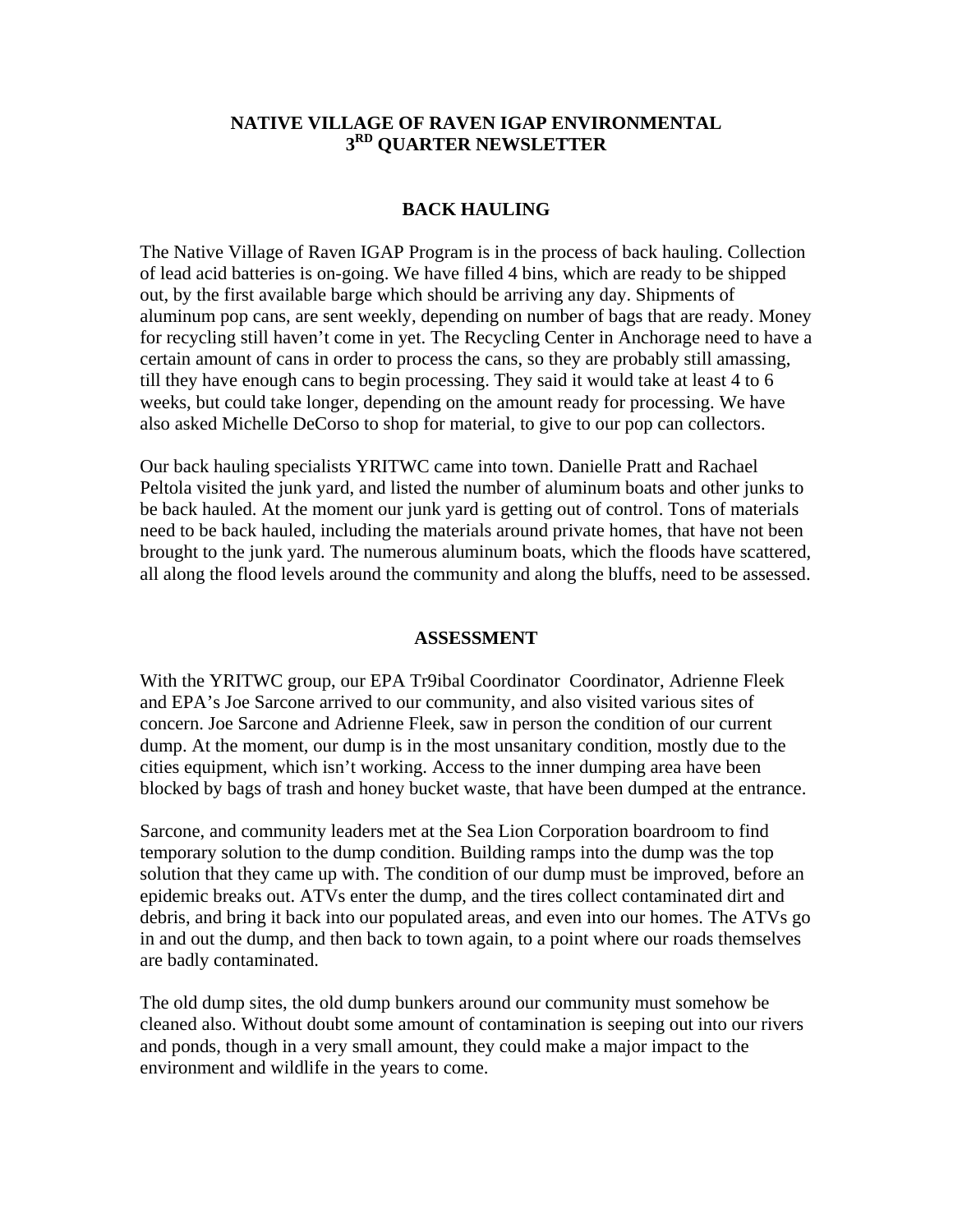# NATIVE VILLAGE OF RAVEN IGAP ENVIRONMENTAL 3RD QUARTER NEWSLETTER

## BACK HAULING

The Native Village of Raven IGAP Program is in the process of back hauling. Collection of lead acid batteries is on-going. We have filled 4 bins, which are ready to be shipped out, by the first available barge which should be arriving any day. Shipments of aluminum pop cans, are sent weekly, depending on number of bags that are ready. Money for recycling still haven't come in yet. The Recycling Center in Anchorage need to have a certain amount of cans in order to process the cans, so they are probably still amassing, till they have enough cans to begin processing. They said it would take at least 4 to 6 weeks, but could take longer, depending on the amount ready for processing. We have also asked Michelle DeCorso to shop for material, to give to our pop can collectors.

Our back hauling specialists YRITWC came into town. Danielle Pratt and Rachael Peltola visited the junk yard, and listed the number of aluminum boats and other junks to be back hauled. At the moment our junk yard is getting out of control. Tons of materials need to be back hauled, including the materials around private homes, that have not been brought to the junk yard. The numerous aluminum boats, which the floods have scattered, all along the flood levels around the community and along the bluffs, need to be assessed.

## ASSESSMENT

With the YRITWC group, our EPA Tr9ibal Coordinator Coordinator, Adrienne Fleek and EPA's Joe Sarcone arrived to our community, and also visited various sites of concern. Joe Sarcone and Adrienne Fleek, saw in person the condition of our current dump. At the moment, our dump is in the most unsanitary condition, mostly due to the cities equipment, which isn't working. Access to the inner dumping area have been blocked by bags of trash and honey bucket waste, that have been dumped at the entrance.

Sarcone, and community leaders met at the Sea Lion Corporation boardroom to find temporary solution to the dump condition. Building ramps into the dump was the top solution that they came up with. The condition of our dump must be improved, before an epidemic breaks out. ATVs enter the dump, and the tires collect contaminated dirt and debris, and bring it back into our populated areas, and even into our homes. The ATVs go in and out the dump, and then back to town again, to a point where our roads themselves are badly contaminated.

The old dump sites, the old dump bunkers around our community must somehow be cleaned also. Without doubt some amount of contamination is seeping out into our rivers and ponds, though in a very small amount, they could make a major impact to the environment and wildlife in the years to come.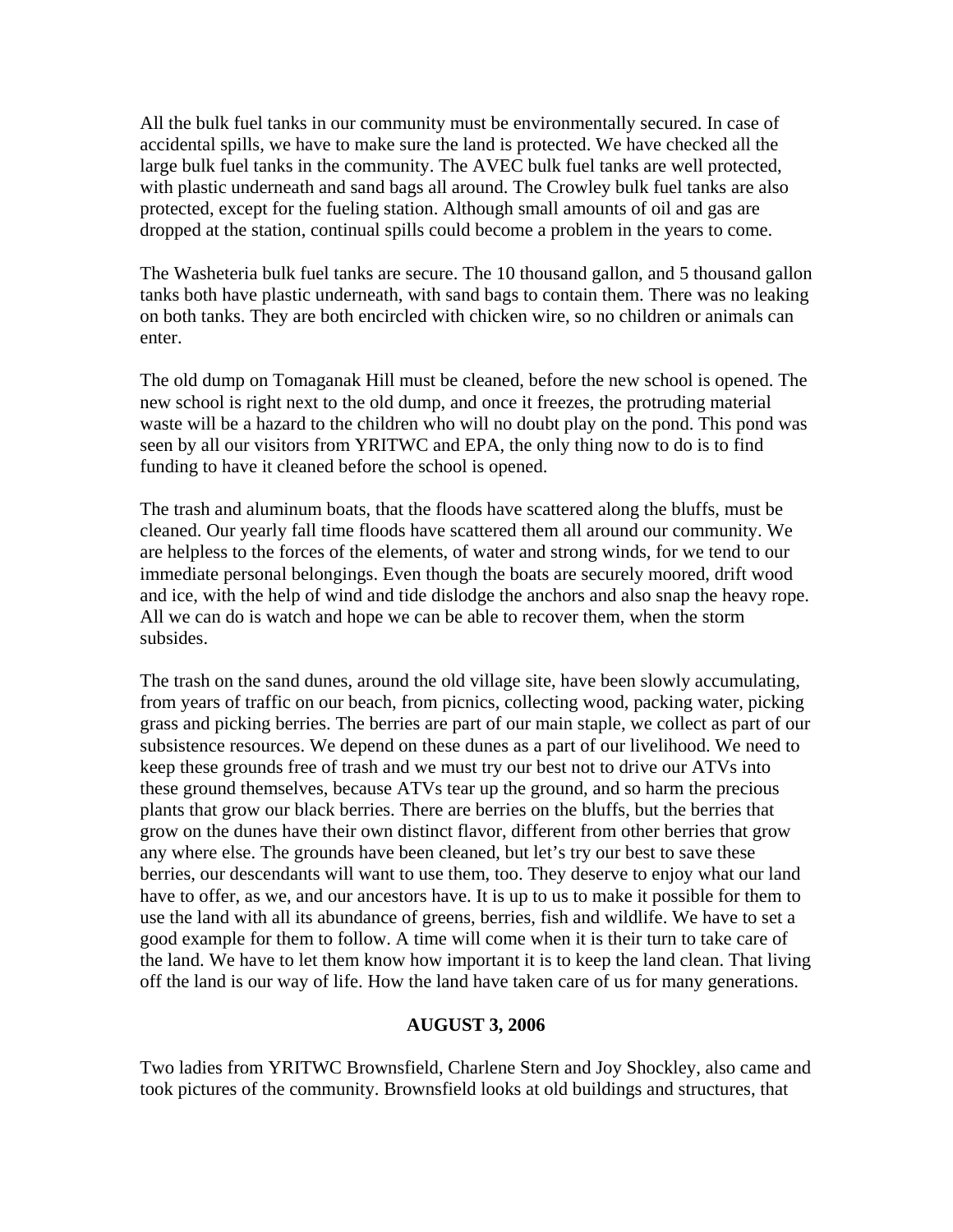All the bulk fuel tanks in our community must be environmentally secured. In case of accidental spills, we have to make sure the land is protected. We have checked all the large bulk fuel tanks in the community. The AVEC bulk fuel tanks are well protected, with plastic underneath and sand bags all around. The Crowley bulk fuel tanks are also protected, except for the fueling station. Although small amounts of oil and gas are dropped at the station, continual spills could become a problem in the years to come.

The Washeteria bulk fuel tanks are secure. The 10 thousand gallon, and 5 thousand gallon tanks both have plastic underneath, with sand bags to contain them. There was no leaking on both tanks. They are both encircled with chicken wire, so no children or animals can enter.

The old dump on Tomaganak Hill must be cleaned, before the new school is opened. The new school is right next to the old dump, and once it freezes, the protruding material waste will be a hazard to the children who will no doubt play on the pond. This pond was seen by all our visitors from YRITWC and EPA, the only thing now to do is to find funding to have it cleaned before the school is opened.

The trash and aluminum boats, that the floods have scattered along the bluffs, must be cleaned. Our yearly fall time floods have scattered them all around our community. We are helpless to the forces of the elements, of water and strong winds, for we tend to our immediate personal belongings. Even though the boats are securely moored, drift wood and ice, with the help of wind and tide dislodge the anchors and also snap the heavy rope. All we can do is watch and hope we can be able to recover them, when the storm subsides.

The trash on the sand dunes, around the old village site, have been slowly accumulating, from years of traffic on our beach, from picnics, collecting wood, packing water, picking grass and picking berries. The berries are part of our main staple, we collect as part of our subsistence resources. We depend on these dunes as a part of our livelihood. We need to keep these grounds free of trash and we must try our best not to drive our ATVs into these ground themselves, because ATVs tear up the ground, and so harm the precious plants that grow our black berries. There are berries on the bluffs, but the berries that grow on the dunes have their own distinct flavor, different from other berries that grow any where else. The grounds have been cleaned, but let's try our best to save these berries, our descendants will want to use them, too. They deserve to enjoy what our land have to offer, as we, and our ancestors have. It is up to us to make it possible for them to use the land with all its abundance of greens, berries, fish and wildlife. We have to set a good example for them to follow. A time will come when it is their turn to take care of the land. We have to let them know how important it is to keep the land clean. That living off the land is our way of life. How the land have taken care of us for many generations.

**AUGUST 3, 2006**

Two ladies from YRITWC Brownsfield, Charlene Stern and Joy Shockley, also came and took pictures of the community. Brownsfield looks at old buildings and structures, that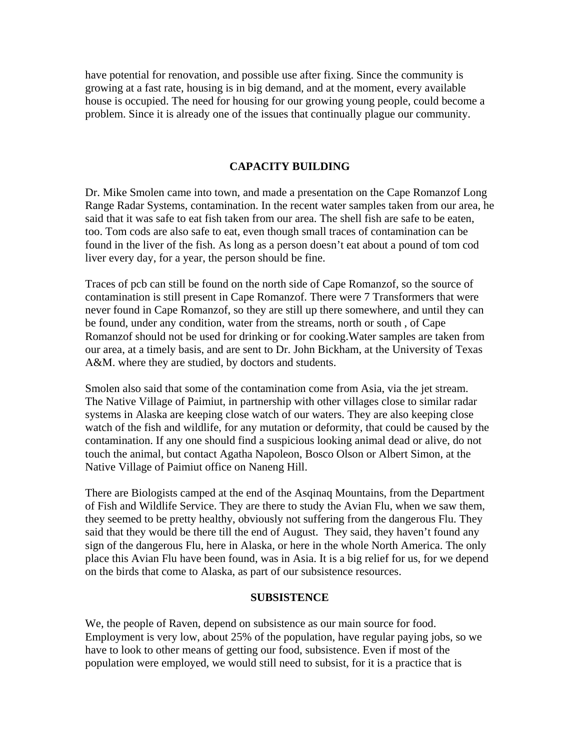have potential for renovation, and possible use after fixing. Since the community is growing at a fast rate, housing is in big demand, and at the moment, every available house is occupied. The need for housing for our growing young people, could become a problem. Since it is already one of the issues that continually plague our community.

## CAPACITY BUILDING

Dr. Mike Smolen came into town, and made a presentation on the Cape Romanzof Long Range Radar Systems, contamination. In the recent water samples taken from our area, he said that it was safe to eat fish taken from our area. The shell fish are safe to be eaten, too. Tom cods are also safe to eat, even though small traces of contamination can be found in the liver of the fish. As long as a person doesn't eat about a pound of tom cod liver every day, for a year, the person should be fine.

Traces of pcb can still be found on the north side of Cape Romanzof, so the source of contamination is still present in Cape Romanzof. There were 7 Transformers that were never found in Cape Romanzof, so they are still up there somewhere, and until they can be found, under any condition, water from the streams, north or south , of Cape Romanzof should not be used for drinking or for cooking.Water samples are taken from our area, at a timely basis, and are sent to Dr. John Bickham, at the University of Texas A&M. where they are studied, by doctors and students.

Smolen also said that some of the contamination come from Asia, via the jet stream. The Native Village of Paimiut, in partnership with other villages close to similar radar systems in Alaska are keeping close watch of our waters. They are also keeping close watch of the fish and wildlife, for any mutation or deformity, that could be caused by the contamination. If any one should find a suspicious looking animal dead or alive, do not touch the animal, but contact Agatha Napoleon, Bosco Olson or Albert Simon, at the Native Village of Paimiut office on Naneng Hill.

There are Biologists camped at the end of the Asqinaq Mountains, from the Department of Fish and Wildlife Service. They are there to study the Avian Flu, when we saw them, they seemed to be pretty healthy, obviously not suffering from the dangerous Flu. They said that they would be there till the end of August. They said, they haven't found any sign of the dangerous Flu, here in Alaska, or here in the whole North America. The only place this Avian Flu have been found, was in Asia. It is a big relief for us, for we depend on the birds that come to Alaska, as part of our subsistence resources.

## SUBSISTENCE

We, the people of Raven, depend on subsistence as our main source for food. Employment is very low, about 25% of the population, have regular paying jobs, so we have to look to other means of getting our food, subsistence. Even if most of the population were employed, we would still need to subsist, for it is a practice that is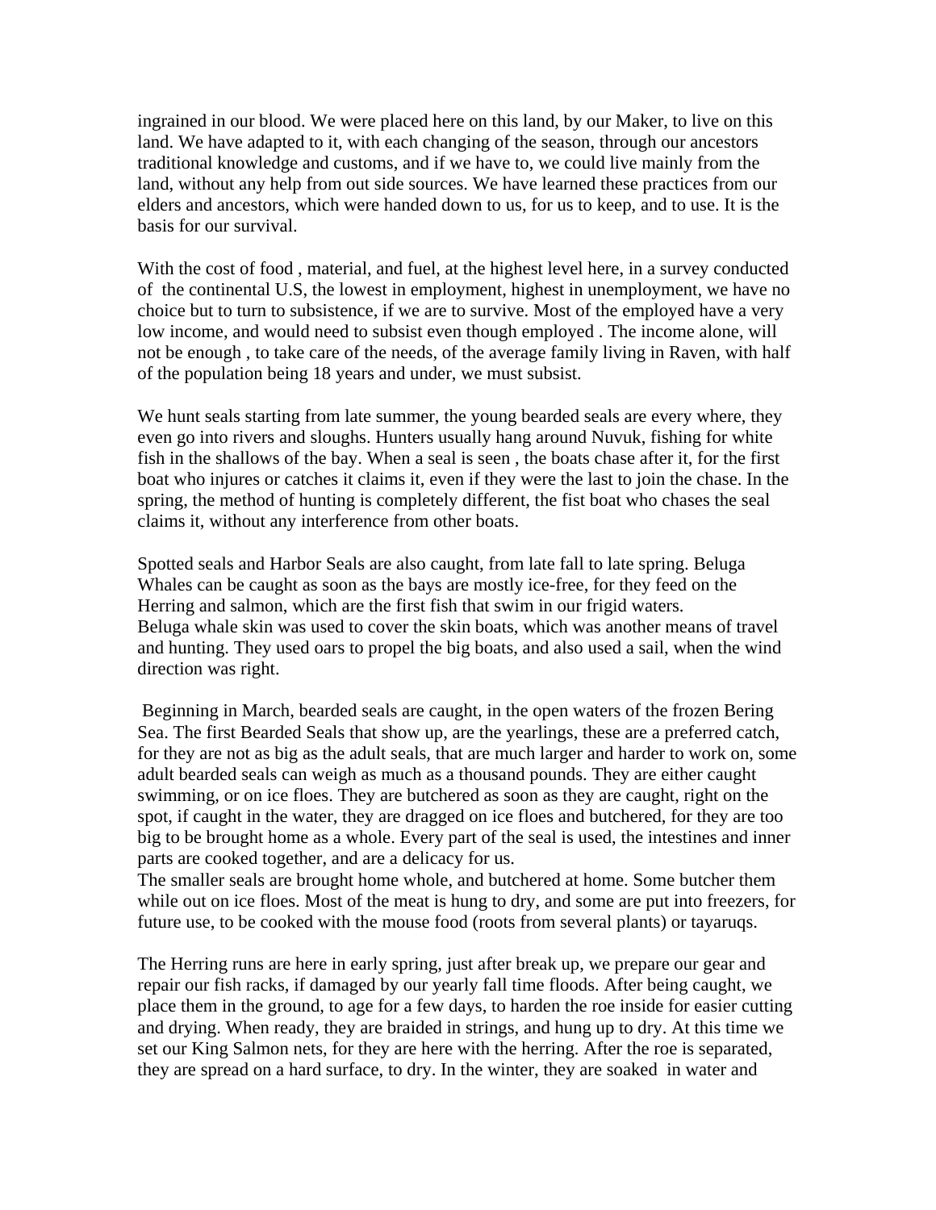ingrained in our blood. We were placed here on this land, by our Maker, to live on this land. We have adapted to it, with each changing of the season, through our ancestors traditional knowledge and customs, and if we have to, we could live mainly from the land, without any help from out side sources. We have learned these practices from our elders and ancestors, which were handed down to us, for us to keep, and to use. It is the basis for our survival.

With the cost of food , material, and fuel, at the highest level here, in a survey conducted of the continental U.S, the lowest in employment, highest in unemployment, we have no choice but to turn to subsistence, if we are to survive. Most of the employed have a very low income, and would need to subsist even though employed . The income alone, will not be enough , to take care of the needs, of the average family living in Raven, with half of the population being 18 years and under, we must subsist.

We hunt seals starting from late summer, the young bearded seals are every where, they even go into rivers and sloughs. Hunters usually hang around Nuvuk, fishing for white fish in the shallows of the bay. When a seal is seen , the boats chase after it, for the first boat who injures or catches it claims it, even if they were the last to join the chase. In the spring, the method of hunting is completely different, the fist boat who chases the seal claims it, without any interference from other boats.

Spotted seals and Harbor Seals are also caught, from late fall to late spring. Beluga Whales can be caught as soon as the bays are mostly ice-free, for they feed on the Herring and salmon, which are the first fish that swim in our frigid waters.
Beluga whale skin was used to cover the skin boats, which was another means of travel and hunting. They used oars to propel the big boats, and also used a sail, when the wind direction was right.

Beginning in March, bearded seals are caught, in the open waters of the frozen Bering Sea. The first Bearded Seals that show up, are the yearlings, these are a preferred catch, for they are not as big as the adult seals, that are much larger and harder to work on, some adult bearded seals can weigh as much as a thousand pounds. They are either caught swimming, or on ice floes. They are butchered as soon as they are caught, right on the spot, if caught in the water, they are dragged on ice floes and butchered, for they are too big to be brought home as a whole. Every part of the seal is used, the intestines and inner parts are cooked together, and are a delicacy for us.
The smaller seals are brought home whole, and butchered at home. Some butcher them while out on ice floes. Most of the meat is hung to dry, and some are put into freezers, for future use, to be cooked with the mouse food (roots from several plants) or tayaruqs.

The Herring runs are here in early spring, just after break up, we prepare our gear and repair our fish racks, if damaged by our yearly fall time floods. After being caught, we place them in the ground, to age for a few days, to harden the roe inside for easier cutting and drying. When ready, they are braided in strings, and hung up to dry. At this time we set our King Salmon nets, for they are here with the herring. After the roe is separated, they are spread on a hard surface, to dry. In the winter, they are soaked in water and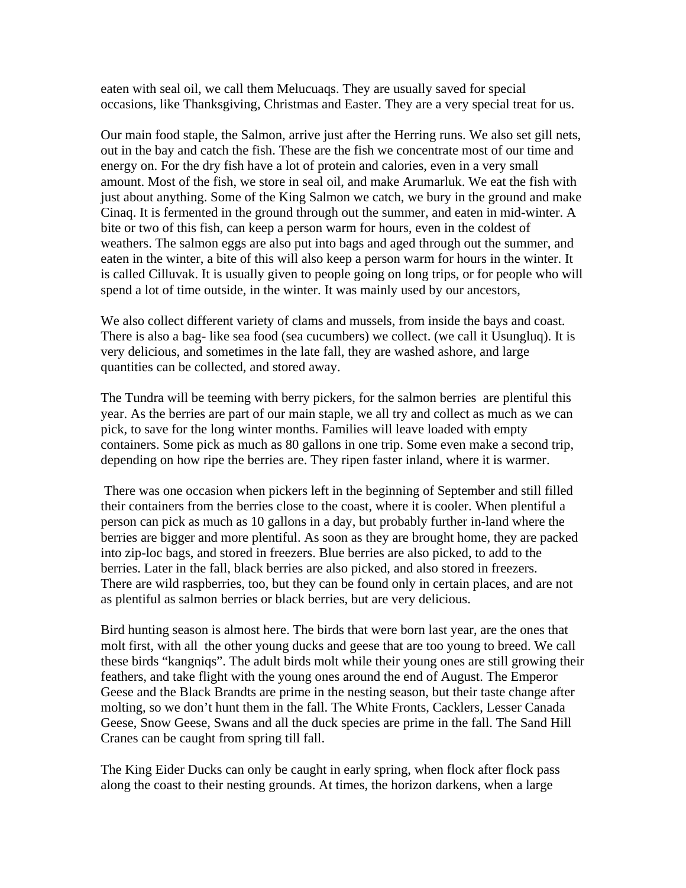eaten with seal oil, we call them Melucuaqs. They are usually saved for special occasions, like Thanksgiving, Christmas and Easter. They are a very special treat for us.

Our main food staple, the Salmon, arrive just after the Herring runs. We also set gill nets, out in the bay and catch the fish. These are the fish we concentrate most of our time and energy on. For the dry fish have a lot of protein and calories, even in a very small amount. Most of the fish, we store in seal oil, and make Arumarluk. We eat the fish with just about anything. Some of the King Salmon we catch, we bury in the ground and make Cinaq. It is fermented in the ground through out the summer, and eaten in mid-winter. A bite or two of this fish, can keep a person warm for hours, even in the coldest of weathers. The salmon eggs are also put into bags and aged through out the summer, and eaten in the winter, a bite of this will also keep a person warm for hours in the winter. It is called Cilluvak. It is usually given to people going on long trips, or for people who will spend a lot of time outside, in the winter. It was mainly used by our ancestors,

We also collect different variety of clams and mussels, from inside the bays and coast. There is also a bag- like sea food (sea cucumbers) we collect. (we call it Usungluq). It is very delicious, and sometimes in the late fall, they are washed ashore, and large quantities can be collected, and stored away.

The Tundra will be teeming with berry pickers, for the salmon berries are plentiful this year. As the berries are part of our main staple, we all try and collect as much as we can pick, to save for the long winter months. Families will leave loaded with empty containers. Some pick as much as 80 gallons in one trip. Some even make a second trip, depending on how ripe the berries are. They ripen faster inland, where it is warmer.

There was one occasion when pickers left in the beginning of September and still filled their containers from the berries close to the coast, where it is cooler. When plentiful a person can pick as much as 10 gallons in a day, but probably further in-land where the berries are bigger and more plentiful. As soon as they are brought home, they are packed into zip-loc bags, and stored in freezers. Blue berries are also picked, to add to the berries. Later in the fall, black berries are also picked, and also stored in freezers. There are wild raspberries, too, but they can be found only in certain places, and are not as plentiful as salmon berries or black berries, but are very delicious.

Bird hunting season is almost here. The birds that were born last year, are the ones that molt first, with all the other young ducks and geese that are too young to breed. We call these birds "kangniqs". The adult birds molt while their young ones are still growing their feathers, and take flight with the young ones around the end of August. The Emperor Geese and the Black Brandts are prime in the nesting season, but their taste change after molting, so we don't hunt them in the fall. The White Fronts, Cacklers, Lesser Canada Geese, Snow Geese, Swans and all the duck species are prime in the fall. The Sand Hill Cranes can be caught from spring till fall.

The King Eider Ducks can only be caught in early spring, when flock after flock pass along the coast to their nesting grounds. At times, the horizon darkens, when a large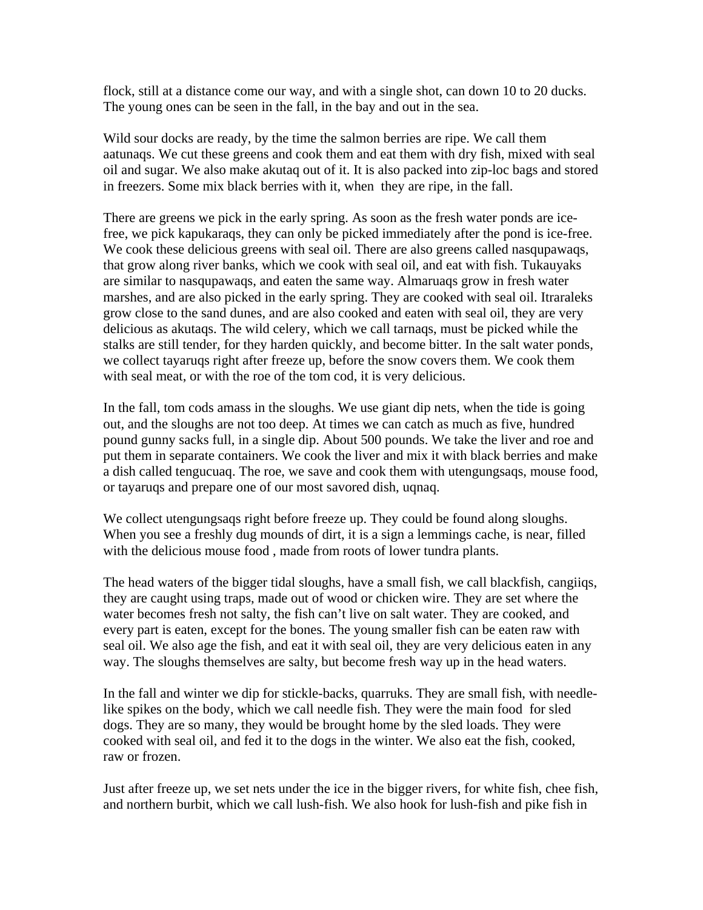flock, still at a distance come our way, and with a single shot, can down 10 to 20 ducks. The young ones can be seen in the fall, in the bay and out in the sea.

Wild sour docks are ready, by the time the salmon berries are ripe. We call them aatunaqs. We cut these greens and cook them and eat them with dry fish, mixed with seal oil and sugar. We also make akutaq out of it. It is also packed into zip-loc bags and stored in freezers. Some mix black berries with it, when they are ripe, in the fall.

There are greens we pick in the early spring. As soon as the fresh water ponds are ice-free, we pick kapukaraqs, they can only be picked immediately after the pond is ice-free. We cook these delicious greens with seal oil. There are also greens called nasqupawaqs, that grow along river banks, which we cook with seal oil, and eat with fish. Tukauyaks are similar to nasqupawaqs, and eaten the same way. Almaruaqs grow in fresh water marshes, and are also picked in the early spring. They are cooked with seal oil. Itraraleks grow close to the sand dunes, and are also cooked and eaten with seal oil, they are very delicious as akutaqs. The wild celery, which we call tarnaqs, must be picked while the stalks are still tender, for they harden quickly, and become bitter. In the salt water ponds, we collect tayaruqs right after freeze up, before the snow covers them. We cook them with seal meat, or with the roe of the tom cod, it is very delicious.

In the fall, tom cods amass in the sloughs. We use giant dip nets, when the tide is going out, and the sloughs are not too deep. At times we can catch as much as five, hundred pound gunny sacks full, in a single dip. About 500 pounds. We take the liver and roe and put them in separate containers. We cook the liver and mix it with black berries and make a dish called tengucuaq. The roe, we save and cook them with utengungsaqs, mouse food, or tayaruqs and prepare one of our most savored dish, uqnaq.

We collect utengungsaqs right before freeze up. They could be found along sloughs. When you see a freshly dug mounds of dirt, it is a sign a lemmings cache, is near, filled with the delicious mouse food , made from roots of lower tundra plants.

The head waters of the bigger tidal sloughs, have a small fish, we call blackfish, cangiiqs, they are caught using traps, made out of wood or chicken wire. They are set where the water becomes fresh not salty, the fish can't live on salt water. They are cooked, and every part is eaten, except for the bones. The young smaller fish can be eaten raw with seal oil. We also age the fish, and eat it with seal oil, they are very delicious eaten in any way. The sloughs themselves are salty, but become fresh way up in the head waters.

In the fall and winter we dip for stickle-backs, quarruks. They are small fish, with needle-like spikes on the body, which we call needle fish. They were the main food for sled dogs. They are so many, they would be brought home by the sled loads. They were cooked with seal oil, and fed it to the dogs in the winter. We also eat the fish, cooked, raw or frozen.

Just after freeze up, we set nets under the ice in the bigger rivers, for white fish, chee fish, and northern burbit, which we call lush-fish. We also hook for lush-fish and pike fish in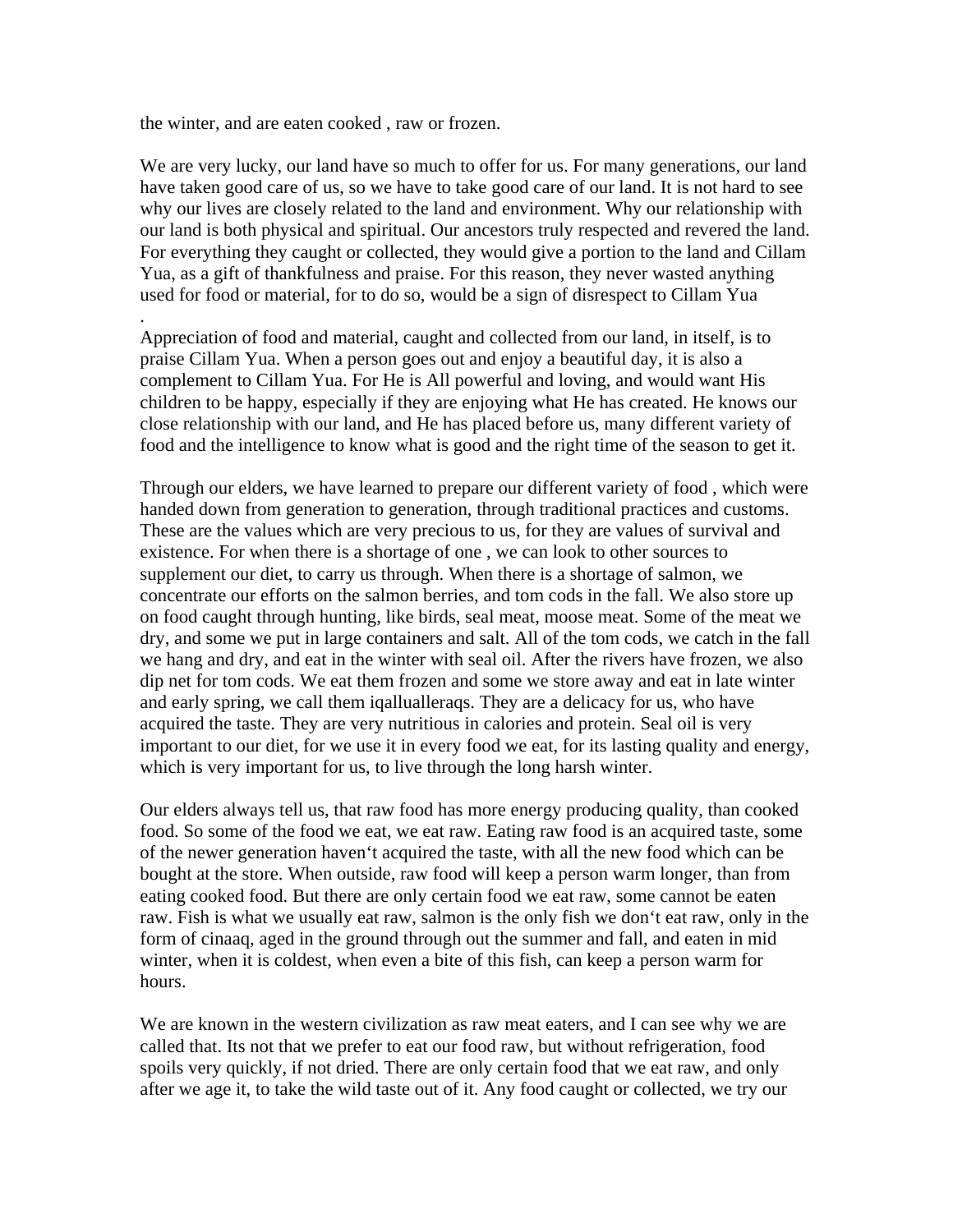the winter, and are eaten cooked , raw or frozen.

We are very lucky, our land have so much to offer for us. For many generations, our land have taken good care of us, so we have to take good care of our land. It is not hard to see why our lives are closely related to the land and environment. Why our relationship with our land is both physical and spiritual. Our ancestors truly respected and revered the land. For everything they caught or collected, they would give a portion to the land and Cillam Yua, as a gift of thankfulness and praise. For this reason, they never wasted anything used for food or material, for to do so, would be a sign of disrespect to Cillam Yua

.

Appreciation of food and material, caught and collected from our land, in itself, is to praise Cillam Yua. When a person goes out and enjoy a beautiful day, it is also a complement to Cillam Yua. For He is All powerful and loving, and would want His children to be happy, especially if they are enjoying what He has created. He knows our close relationship with our land, and He has placed before us, many different variety of food and the intelligence to know what is good and the right time of the season to get it.

Through our elders, we have learned to prepare our different variety of food , which were handed down from generation to generation, through traditional practices and customs. These are the values which are very precious to us, for they are values of survival and existence. For when there is a shortage of one , we can look to other sources to supplement our diet, to carry us through. When there is a shortage of salmon, we concentrate our efforts on the salmon berries, and tom cods in the fall. We also store up on food caught through hunting, like birds, seal meat, moose meat. Some of the meat we dry, and some we put in large containers and salt. All of the tom cods, we catch in the fall we hang and dry, and eat in the winter with seal oil. After the rivers have frozen, we also dip net for tom cods. We eat them frozen and some we store away and eat in late winter and early spring, we call them iqalluallerapqs. They are a delicacy for us, who have acquired the taste. They are very nutritious in calories and protein. Seal oil is very important to our diet, for we use it in every food we eat, for its lasting quality and energy, which is very important for us, to live through the long harsh winter.

Our elders always tell us, that raw food has more energy producing quality, than cooked food. So some of the food we eat, we eat raw. Eating raw food is an acquired taste, some of the newer generation haven't acquired the taste, with all the new food which can be bought at the store. When outside, raw food will keep a person warm longer, than from eating cooked food. But there are only certain food we eat raw, some cannot be eaten raw. Fish is what we usually eat raw, salmon is the only fish we don't eat raw, only in the form of cinaaq, aged in the ground through out the summer and fall, and eaten in mid winter, when it is coldest, when even a bite of this fish, can keep a person warm for hours.

We are known in the western civilization as raw meat eaters, and I can see why we are called that. Its not that we prefer to eat our food raw, but without refrigeration, food spoils very quickly, if not dried. There are only certain food that we eat raw, and only after we age it, to take the wild taste out of it. Any food caught or collected, we try our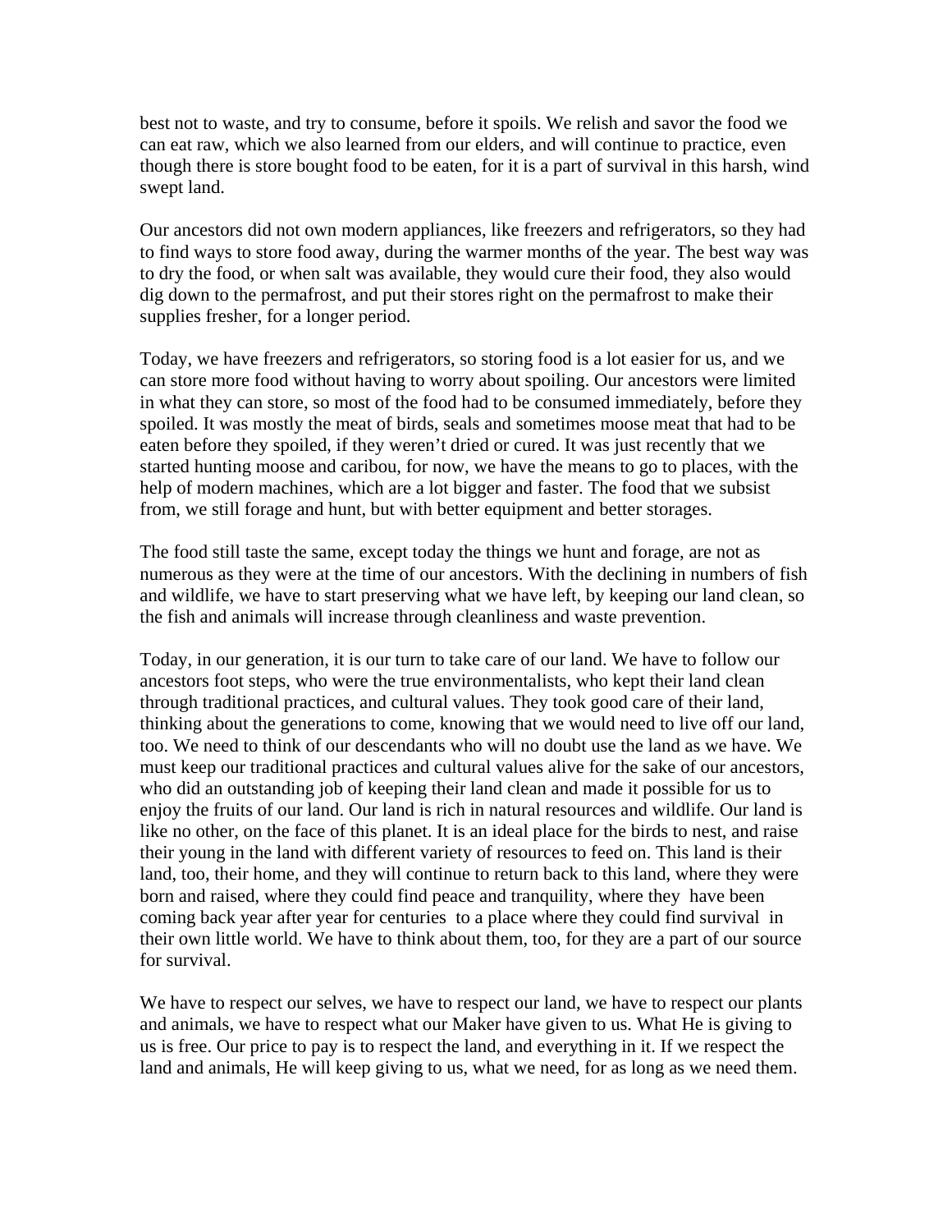best not to waste, and try to consume, before it spoils. We relish and savor the food we can eat raw, which we also learned from our elders, and will continue to practice, even though there is store bought food to be eaten, for it is a part of survival in this harsh, wind swept land.

Our ancestors did not own modern appliances, like freezers and refrigerators, so they had to find ways to store food away, during the warmer months of the year. The best way was to dry the food, or when salt was available, they would cure their food, they also would dig down to the permafrost, and put their stores right on the permafrost to make their supplies fresher, for a longer period.

Today, we have freezers and refrigerators, so storing food is a lot easier for us, and we can store more food without having to worry about spoiling. Our ancestors were limited in what they can store, so most of the food had to be consumed immediately, before they spoiled. It was mostly the meat of birds, seals and sometimes moose meat that had to be eaten before they spoiled, if they weren't dried or cured. It was just recently that we started hunting moose and caribou, for now, we have the means to go to places, with the help of modern machines, which are a lot bigger and faster. The food that we subsist from, we still forage and hunt, but with better equipment and better storages.

The food still taste the same, except today the things we hunt and forage, are not as numerous as they were at the time of our ancestors. With the declining in numbers of fish and wildlife, we have to start preserving what we have left, by keeping our land clean, so the fish and animals will increase through cleanliness and waste prevention.

Today, in our generation, it is our turn to take care of our land. We have to follow our ancestors foot steps, who were the true environmentalists, who kept their land clean through traditional practices, and cultural values. They took good care of their land, thinking about the generations to come, knowing that we would need to live off our land, too. We need to think of our descendants who will no doubt use the land as we have. We must keep our traditional practices and cultural values alive for the sake of our ancestors, who did an outstanding job of keeping their land clean and made it possible for us to enjoy the fruits of our land. Our land is rich in natural resources and wildlife. Our land is like no other, on the face of this planet. It is an ideal place for the birds to nest, and raise their young in the land with different variety of resources to feed on. This land is their land, too, their home, and they will continue to return back to this land, where they were born and raised, where they could find peace and tranquility, where they have been coming back year after year for centuries to a place where they could find survival in their own little world. We have to think about them, too, for they are a part of our source for survival.

We have to respect our selves, we have to respect our land, we have to respect our plants and animals, we have to respect what our Maker have given to us. What He is giving to us is free. Our price to pay is to respect the land, and everything in it. If we respect the land and animals, He will keep giving to us, what we need, for as long as we need them.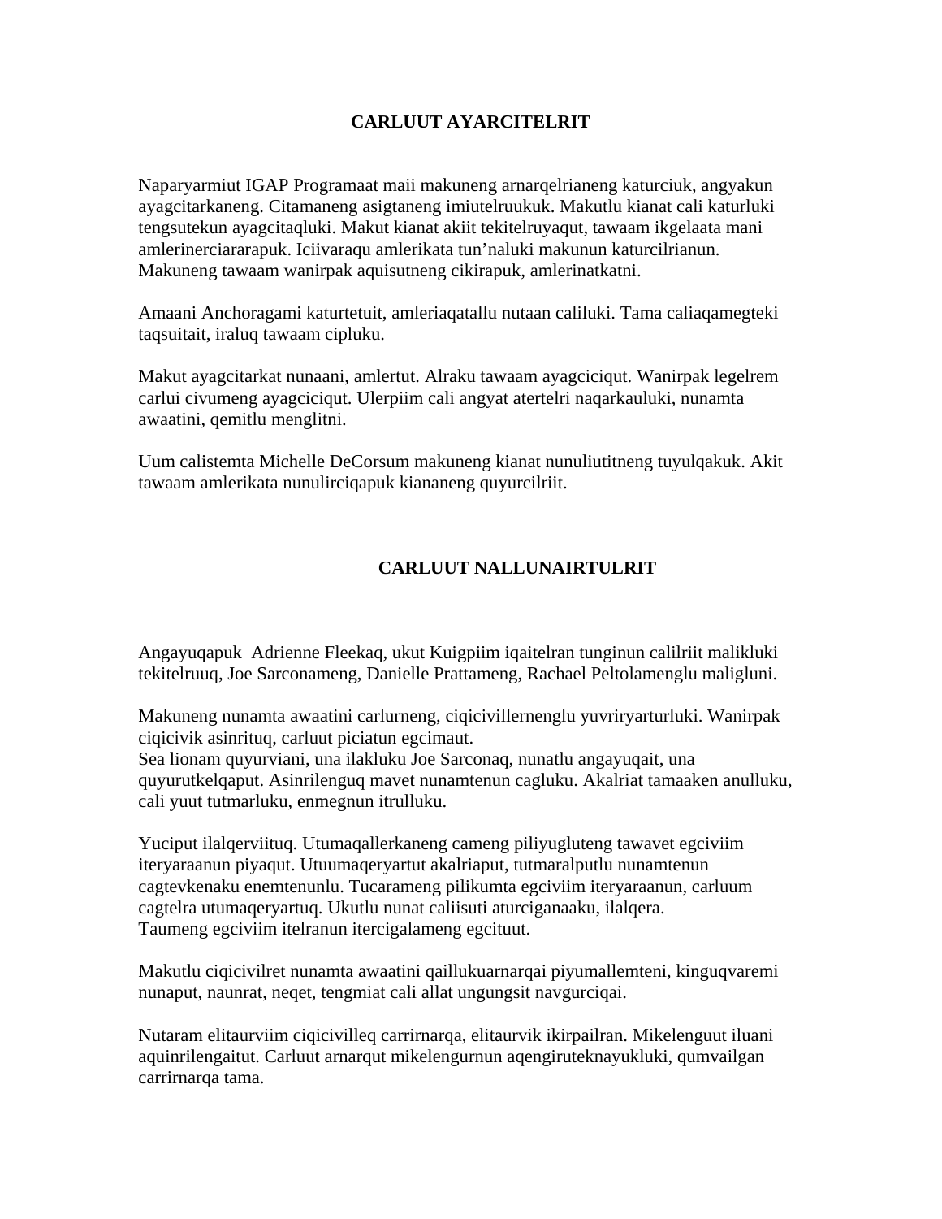## CARLUUT AYARCITELRIT

Naparyarmiut IGAP Programaat maii makuneng arnarqelrianeng katurciuk, angyakun ayagcitarkaneng. Citamaneng asigtaneng imiutelruukuk. Makutlu kianat cali katurluki tengsutekun ayagcitaqluki. Makut kianat akiit tekitelruyaqut, tawaam ikgelaata mani amlerinerciararapuk. Iciivaraqu amlerikata tun'naluki makunun katurcilrianun. Makuneng tawaam wanirpak aquisutneng cikirapuk, amlerinatkatni.

Amaani Anchoragami katurtetuit, amleriaqatallu nutaan caliluki. Tama caliaqamegteki taqsuitait, iraluq tawaam cipluku.

Makut ayagcitarkat nunaani, amlertut. Alraku tawaam ayagciciqut. Wanirpak legelrem carlui civumeng ayagciciqut. Ulerpiim cali angyat atertelri naqarkauluki, nunamta awaatini, qemitlu menglitni.

Uum calistemta Michelle DeCorsum makuneng kianat nunuliutitneng tuyulqakuk. Akit tawaam amlerikata nunulirciqapuk kiananeng quyurcilriit.

## CARLUUT NALLUNAIRTULRIT

Angayuqapuk  Adrienne Fleekaq, ukut Kuigpiim iqaitelran tunginun calilriit malikluki tekitelruuq, Joe Sarconameng, Danielle Prattameng, Rachael Peltolamenglu maligluni.

Makuneng nunamta awaatini carlurneng, ciqicivillernenglu yuvriryarturluki. Wanirpak ciqicivik asinrituq, carluut piciatun egcimaut.
Sea lionam quyurviani, una ilakluku Joe Sarconaq, nunatlu angayuqait, una quyurutkelqaput. Asinrilenguq mavet nunamtenun cagluku. Akalriat tamaaken anulluku, cali yuut tutmarluku, enmegnun itrulluku.

Yuciput ilalqerviituq. Utumaqallerkaneng cameng piliyugluteng tawavet egciviim iteryaraanun piyaqut. Utuumaqeryartut akalriaput, tutmaralputlu nunamtenun cagtevkenaku enemtenunlu. Tucarameng pilikumta egciviim iteryaraanun, carluum cagtelra utumaqeryartuq. Ukutlu nunat caliisuti aturciganaaku, ilalqera.
Taumeng egciviim itelranun itercigalameng egcituut.

Makutlu ciqicivilret nunamta awaatini qaillukuarnarqai piyumallemteni, kinguqvaremi nunaput, naunrat, neqet, tengmiat cali allat ungungsit navgurciqai.

Nutaram elitaurviim ciqicivilleq carrirnarqa, elitaurvik ikirpailran. Mikelenguut iluani aquinrilengaitut. Carluut arnarqut mikelengurnun aqengiruteknayukluki, qumvailgan carrirnarqa tama.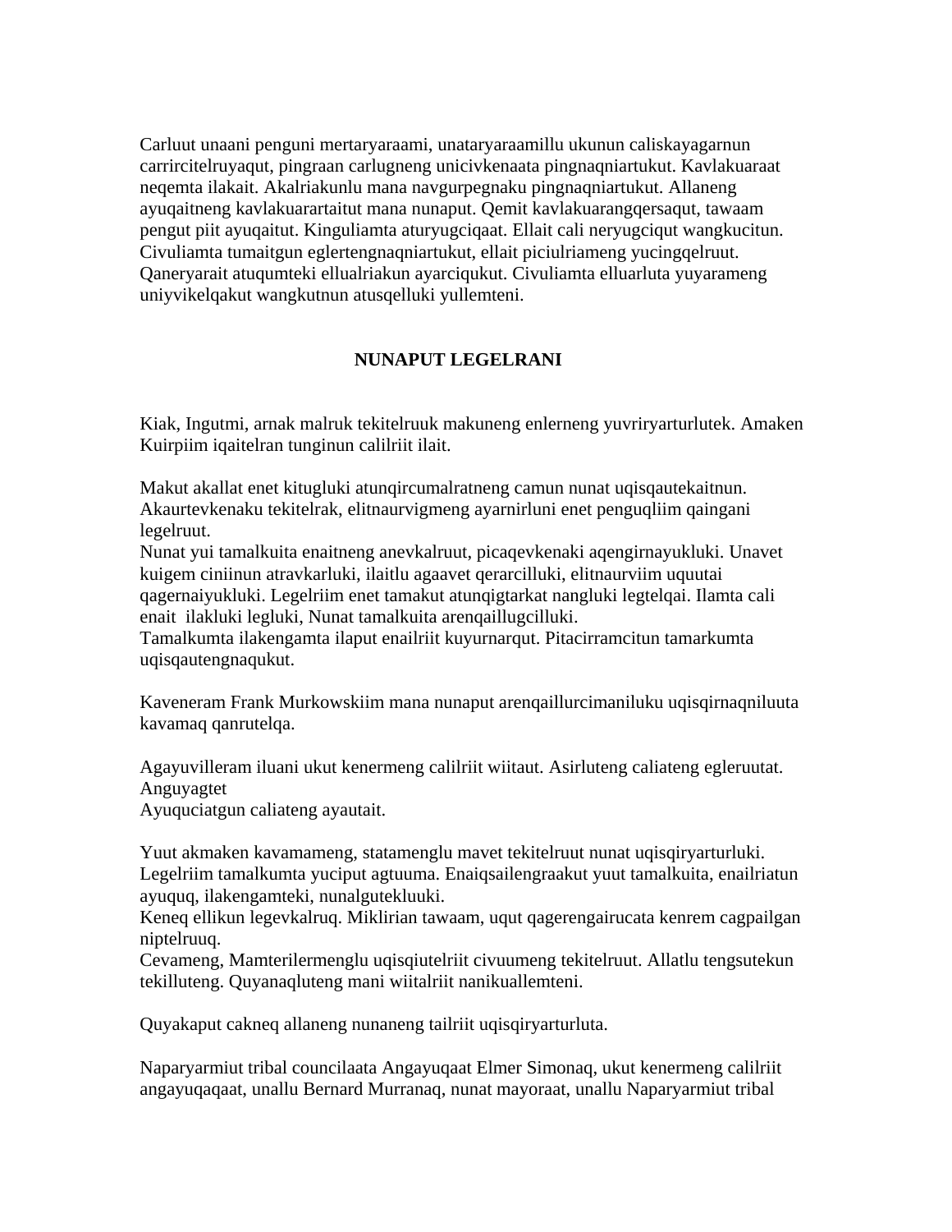Carluut unaani penguni mertaryaraami, unataryaraamillu ukunun caliskayagarnun carrircitelruyaqut, pingraan carlugneng unicivkenaata pingnaqniartukut. Kavlakuaraat neqemta ilakait. Akalriakunlu mana navgurpegnaku pingnaqniartukut. Allaneng ayuqaitneng kavlakuarartaitut mana nunaput. Qemit kavlakuarangqersaqut, tawaam pengut piit ayuqaitut. Kinguliamta aturyugciqaat. Ellait cali neryugciqut wangkucitun. Civuliamta tumaitgun eglertengnaqniartukut, ellait piciulriameng yucingqelruut. Qaneryarait atuqumteki ellualriakun ayarciqukut. Civuliamta elluarluta yuyarameng uniyvikelqakut wangkutnun atusqelluki yullemteni.

## NUNAPUT LEGELRANI

Kiak, Ingutmi, arnak malruk tekitelruuk makuneng enlerneng yuvriryarturlutek. Amaken Kuirpiim iqaitelran tunginun calilriit ilait.

Makut akallat enet kitugluki atunqircumalratneng camun nunat uqisqautekaitnun. Akaurtevkenaku tekitelrak, elitnaurvigmeng ayarnirluni enet penguqliim qaingani legelruut.
Nunat yui tamalkuita enaitneng anevkalruut, picaqevkenaki aqengirnayukluki. Unavet kuigem ciniinun atravkarluki, ilaitlu agaavet qerarcilluki, elitnaurviim uquutai qagernaiyukluki. Legelriim enet tamakut atunqigtarkat nangluki legtelqai. Ilamta cali enait  ilakluki legluki, Nunat tamalkuita arenqaillugcilluki.
Tamalkumta ilakengamta ilaput enailriit kuyurnarqut. Pitacirramcitun tamarkumta uqisqautengnaqukut.

Kaveneram Frank Murkowskiim mana nunaput arenqaillurcimaniluku uqisqirnaqniluuta kavamaq qanrutelqa.

Agayuvilleram iluani ukut kenermeng calilriit wiitaut. Asirluteng caliateng egleruutat. Anguyagtet
Ayuquciatgun caliateng ayautait.

Yuut akmaken kavamameng, statamenglu mavet tekitelruut nunat uqisqiryarturluki. Legelriim tamalkumta yuciput agtuuma. Enaiqsailengraakut yuut tamalkuita, enailriatun ayuquq, ilakengamteki, nunalgutekluuki.
Keneq ellikun legevkalruq. Miklirian tawaam, uqut qagerengairucata kenrem cagpailgan niptelruuq.
Cevameng, Mamterilermenglu uqisqiutelriit civuumeng tekitelruut. Allatlu tengsutekun tekilluteng. Quyanaqluteng mani wiitalriit nanikuallemteni.

Quyakaput cakneq allaneng nunaneng tailriit uqisqiryarturluta.

Naparyarmiut tribal councilaata Angayuqaat Elmer Simonaq, ukut kenermeng calilriit angayuqaqaat, unallu Bernard Murranaq, nunat mayoraat, unallu Naparyarmiut tribal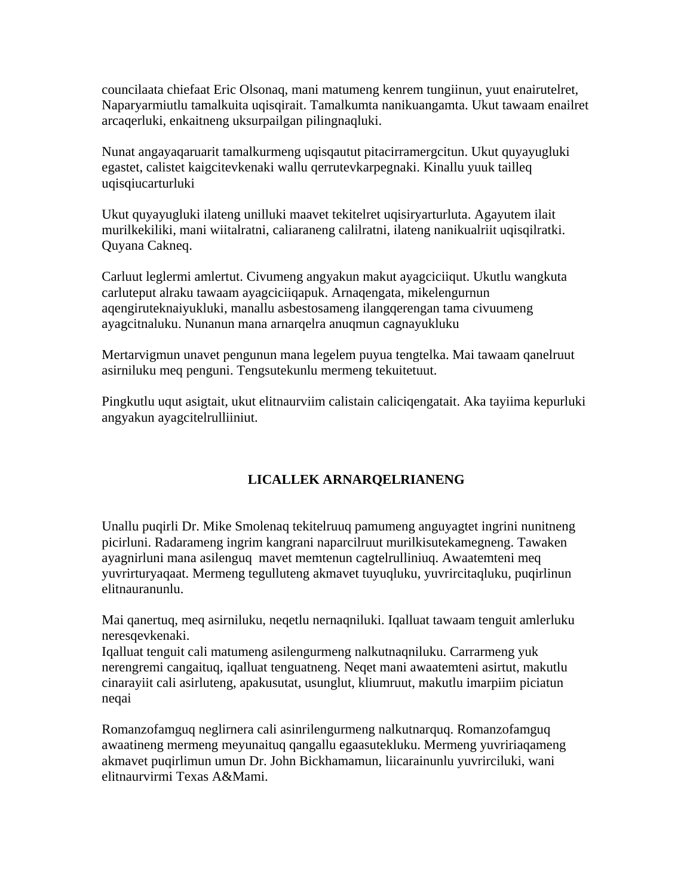councilaata chiefaat Eric Olsonaq, mani matumeng kenrem tungiinun, yuut enairutelret, Naparyarmiutlu tamalkuita uqisqirait. Tamalkumta nanikuangamta. Ukut tawaam enailret arcaqerluki, enkaitneng uksurpailgan pilingnaqluki.

Nunat angayaqaruarit tamalkurmeng uqisqautut pitacirramergcitun. Ukut quyayugluki egastet, calistet kaigcitevkenaki wallu qerrutevkarpegnaki. Kinallu yuuk tailleq uqisqiucarturluki

Ukut quyayugluki ilateng unilluki maavet tekitelret uqisiryarturluta. Agayutem ilait murilkekiliki, mani wiitalratni, caliaraneng calilratni, ilateng nanikualriit uqisqilratki. Quyana Cakneq.

Carluut leglermi amlertut. Civumeng angyakun makut ayagciciiqut. Ukutlu wangkuta carluteput alraku tawaam ayagciciiqapuk. Arnaqengata, mikelengurnun aqengiruteknaiyukluki, manallu asbestosameng ilangqerengan tama civuumeng ayagcitnaluku. Nunanun mana arnarqelra anuqmun cagnayukluku

Mertarvigmun unavet pengunun mana legelem puyua tengtelka. Mai tawaam qanelruut asirniluku meq penguni. Tengsutekunlu mermeng tekuitetuut.

Pingkutlu uqut asigtait, ukut elitnaurviim calistain caliciqengatait. Aka tayiima kepurluki angyakun ayagcitelrulliiniut.

## LICALLEK ARNARQELRIANENG

Unallu puqirli Dr. Mike Smolenaq tekitelruuq pamumeng anguyagtet ingrini nunitneng picirluni. Radarameng ingrim kangrani naparcilruut murilkisutekamegneng. Tawaken ayagnirluni mana asilenguq  mavet memtenun cagtelrulliniuq. Awaatemteni meq yuvrirturyaqaat. Mermeng tegulluteng akmavet tuyuqluku, yuvrircitaqluku, puqirlinun elitnauranunlu.

Mai qanertuq, meq asirniluku, neqetlu nernaqniluki. Iqalluat tawaam tenguit amlerluku neresqevkenaki.
Iqalluat tenguit cali matumeng asilengurmeng nalkutnaqniluku. Carrarmeng yuk nerengremi cangaituq, iqalluat tenguatneng. Neqet mani awaatemteni asirtut, makutlu cinarayiit cali asirluteng, apakusutat, usunglut, kliumruut, makutlu imarpiim piciatun neqai

Romanzofamguq neglirnera cali asinrilengurmeng nalkutnarquq. Romanzofamguq awaatineng mermeng meyunaituq qangallu egaasutekluku. Mermeng yuvririaqameng akmavet puqirlimun umun Dr. John Bickhamamun, liicarainunlu yuvrirciluki, wani elitnaurvirmi Texas A&Mami.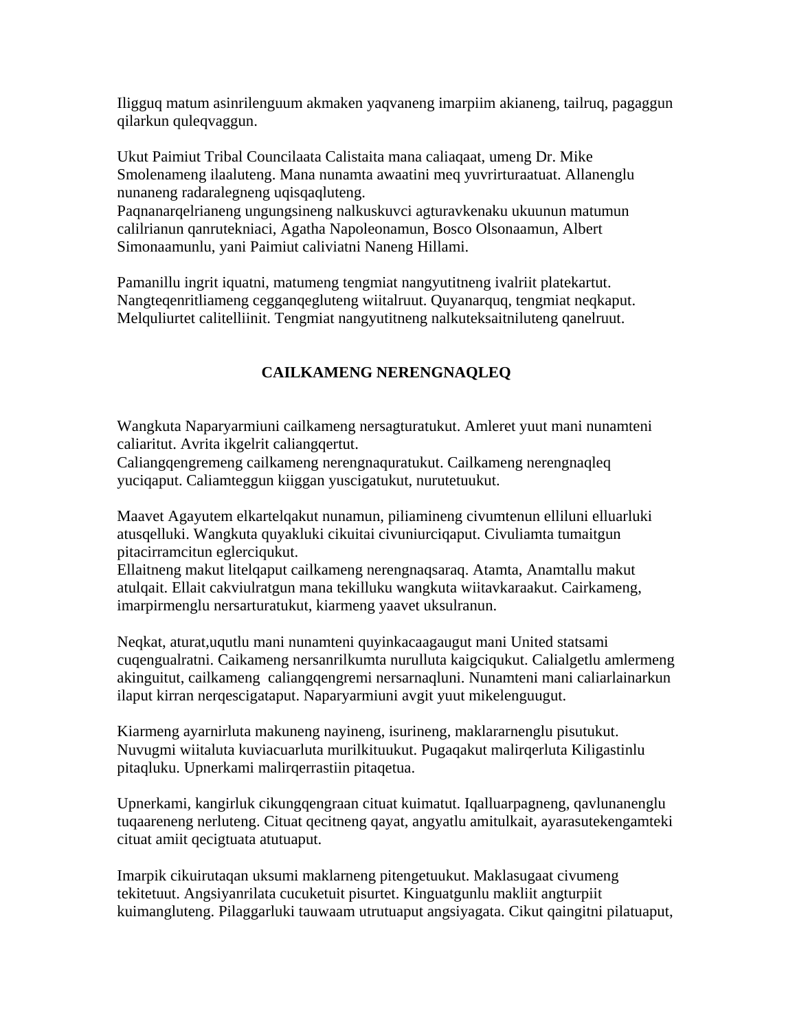Iligguq matum asinrilenguum akmaken yaqvaneng imarpiim akianeng, tailruq, pagaggun qilarkun quleqvaggun.

Ukut Paimiut Tribal Councilaata Calistaita mana caliaqaat, umeng Dr. Mike Smolenameng ilaaluteng. Mana nunamta awaatini meq yuvrirturaatuat. Allanenglu nunaneng radaralegneng uqisqaqluteng.
Paqnanarqelrianeng ungungsineng nalkuskuvci agturavkenaku ukuunun matumun calilrianun qanrutekniaci, Agatha Napoleonamun, Bosco Olsonaamun, Albert Simonaamunlu, yani Paimiut caliviatni Naneng Hillami.

Pamanillu ingrit iquatni, matumeng tengmiat nangyutitneng ivalriit platekartut. Nangteqenritliameng cegganqegluteng wiitalruut. Quyanarquq, tengmiat neqkaput. Melquliurtet calitelliinit. Tengmiat nangyutitneng nalkuteksaitniluteng qanelruut.

## CAILKAMENG NERENGNAQLEQ

Wangkuta Naparyarmiuni cailkameng nersagturatukut. Amleret yuut mani nunamteni caliaritut. Avrita ikgelrit caliangqertut.
Caliangqengremeng cailkameng nerengnaquratukut. Cailkameng nerengnaqleq yuciqaput. Caliamteggun kiiggan yuscigatukut, nurutetuukut.

Maavet Agayutem elkartelqakut nunamun, piliamineng civumtenun elliluni elluarluki atusqelluki. Wangkuta quyakluki cikuitai civuniurciqaput. Civuliamta tumaitgun pitacirramcitun eglerciqukut.
Ellaitneng makut litelqaput cailkameng nerengnaqsaraq. Atamta, Anamtallu makut atulqait. Ellait cakviulratgun mana tekilluku wangkuta wiitavkaraakut. Cairkameng, imarpirmenglu nersarturatukut, kiarmeng yaavet uksulranun.

Neqkat, aturat,uqutlu mani nunamteni quyinkacaagaugut mani United statsami cuqengualratni. Caikameng nersanrilkumta nurulluta kaigciqukut. Calialgetlu amlermeng akinguitut, cailkameng  caliangqengremi nersarnaqluni. Nunamteni mani caliarlainarkun ilaput kirran nerqescigataput. Naparyarmiuni avgit yuut mikelenguugut.

Kiarmeng ayarnirluta makuneng nayineng, isurineng, maklararnenglu pisutukut. Nuvugmi wiitaluta kuviacuarluta murilkituukut. Pugaqakut malirqerluta Kiligastinlu pitaqluku. Upnerkami malirqerrastiin pitaqetua.

Upnerkami, kangirluk cikungqengraan cituat kuimatut. Iqalluarpagneng, qavlunanenglu tuqaareneng nerluteng. Cituat qecitneng qayat, angyatlu amitulkait, ayarasutekengamteki cituat amiit qecigtuata atutuaput.

Imarpik cikuirutaqan uksumi maklarneng pitengetuukut. Maklasugaat civumeng tekitetuut. Angsiyanrilata cucuketuit pisurtet. Kinguatgunlu makliit angturpiit kuimangluteng. Pilaggarluki tauwaam utrutuaput angsiyagata. Cikut qaingitni pilatuaput,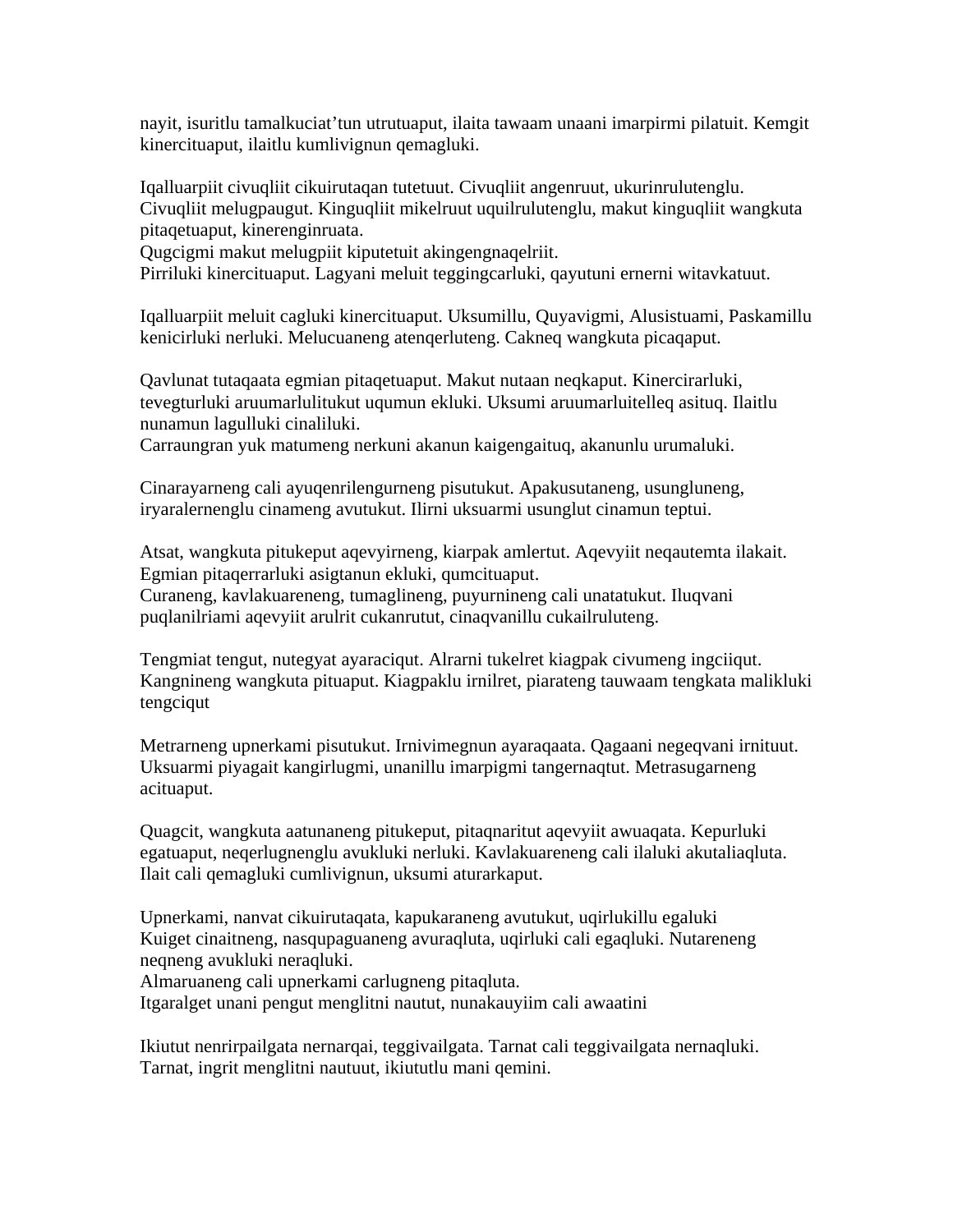nayit, isuritlu tamalkuciat'tun utrutuaput, ilaita tawaam unaani imarpirmi pilatuit. Kemgit kinercituaput, ilaitlu kumlivignun qemagluki.

Iqalluarpiit civuqliit cikuirutaqan tutetuut. Civuqliit angenruut, ukurinrulutenglu. Civuqliit melugpaugut. Kinguqliit mikelruut uquilrulutenglu, makut kinguqliit wangkuta pitaqetuaput, kinerenginruata.
Qugcigmi makut melugpiit kiputetuit akingengnaqelriit.
Pirriluki kinercituaput. Lagyani meluit teggingcarluki, qayutuni ernerni witavkatuut.

Iqalluarpiit meluit cagluki kinercituaput. Uksumillu, Quyavigmi, Alusistuami, Paskamillu kenicirluki nerluki. Melucuaneng atenqerluteng. Cakneq wangkuta picaqaput.

Qavlunat tutaqaata egmian pitaqetuaput. Makut nutaan neqkaput. Kinercirarluki, tevegturluki aruumarlulitukut uqumun ekluki. Uksumi aruumarluitelleq asituq. Ilaitlu nunamun lagulluki cinaliluki.
Carraungran yuk matumeng nerkuni akanun kaigengaituq, akanunlu urumaluki.

Cinarayarneng cali ayuqenrilengurneng pisutukut. Apakusutaneng, usungluneng, iryaralernenglu cinameng avutukut. Ilirni uksuarmi usunglut cinamun teptui.

Atsat, wangkuta pitukeput aqevyirneng, kiarpak amlertut. Aqevyiit neqautemta ilakait. Egmian pitaqerrarluki asigtanun ekluki, qumcituaput.
Curaneng, kavlakuareneng, tumaglineng, puyurnineng cali unatatukut. Iluqvani puqlanilriami aqevyiit arulrit cukanrutut, cinaqvanillu cukailruluteng.

Tengmiat tengut, nutegyat ayaraciqut. Alrarni tukelret kiagpak civumeng ingciiqut. Kangnineng wangkuta pituaput. Kiagpaklu irnilret, piarateng tauwaam tengkata malikluki tengciqut

Metrarneng upnerkami pisutukut. Irnivimegnun ayaraqaata. Qagaani negeqvani irnituut. Uksuarmi piyagait kangirlugmi, unanillu imarpigmi tangernaqtut. Metrasugarneng acituaput.

Quagcit, wangkuta aatunaneng pitukeput, pitaqnaritut aqevyiit awuaqata. Kepurluki egatuaput, neqerlugnenglu avukluki nerluki. Kavlakuareneng cali ilaluki akutaliaqluta. Ilait cali qemagluki cumlivignun, uksumi aturarkaput.

Upnerkami, nanvat cikuirutaqata, kapukaraneng avutukut, uqirlukillu egaluki
Kuiget cinaitneng, nasqupaguaneng avuraqluta, uqirluki cali egaqluki. Nutareneng neqneng avukluki neraqluki.
Almaruaneng cali upnerkami carlugneng pitaqluta.
Itgaralget unani pengut menglitni nautut, nunakauyiim cali awaatini

Ikiutut nenrirpailgata nernarqai, teggivailgata. Tarnat cali teggivailgata nernaqluki.
Tarnat, ingrit menglitni nautuut, ikiututlu mani qemini.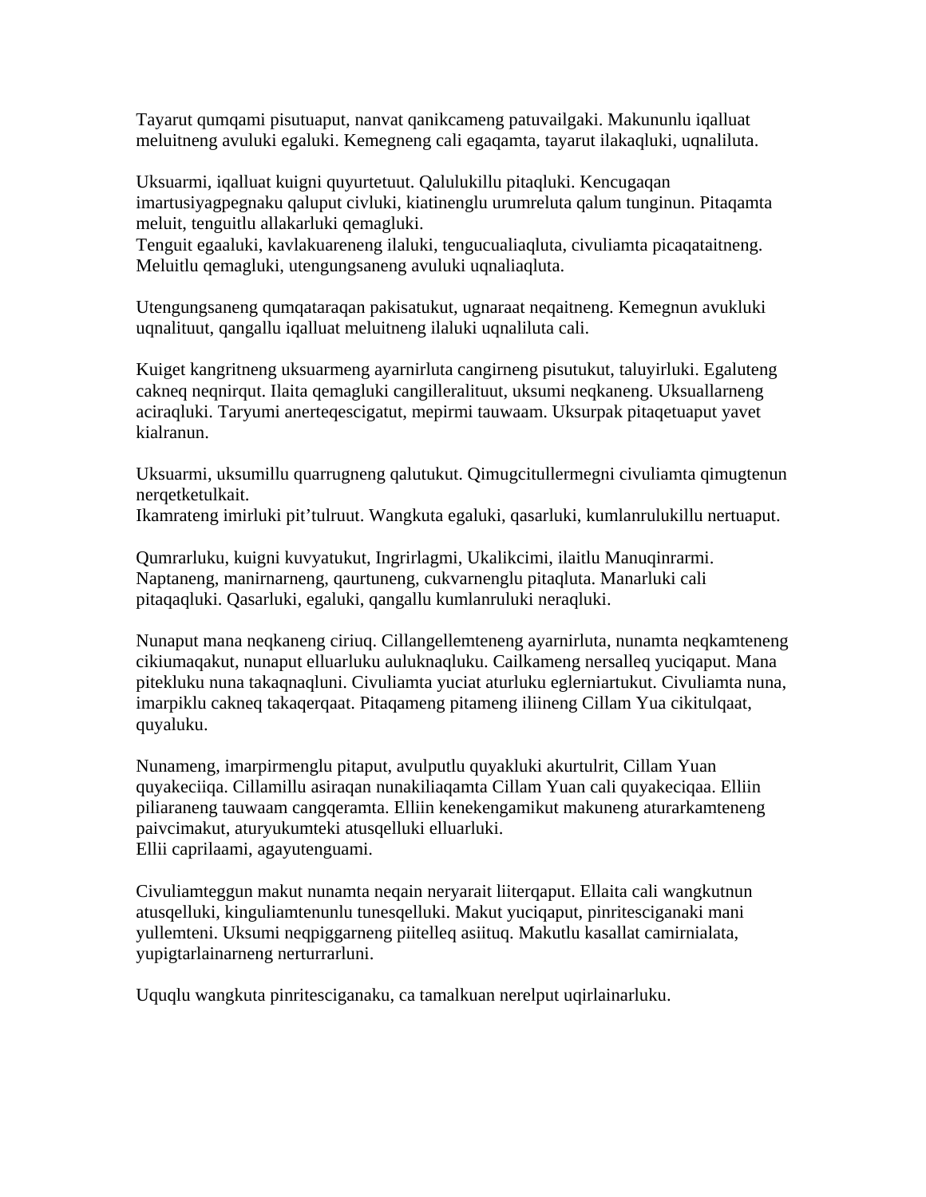Tayarut qumqami pisutuaput, nanvat qanikcameng patuvailgaki. Makununlu iqalluat meluitneng avuluki egaluki. Kemegneng cali egaqamta, tayarut ilakaqluki, uqnaliluta.

Uksuarmi, iqalluat kuigni quyurtetuut. Qalulukillu pitaqluki. Kencugaqan imartusiyagpegnaku qaluput civluki, kiatinenglu urumreluta qalum tunginun. Pitaqamta meluit, tenguitlu allakarluki qemagluki.
Tenguit egaaluki, kavlakuareneng ilaluki, tengucualiaqluta, civuliamta picaqataitneng. Meluitlu qemagluki, utengungsaneng avuluki uqnaliaqluta.

Utengungsaneng qumqataraqan pakisatukut, ugnaraat neqaitneng. Kemegnun avukluki uqnalituut, qangallu iqalluat meluitneng ilaluki uqnaliluta cali.

Kuiget kangritneng uksuarmeng ayarnirluta cangirneng pisutukut, taluyirluki. Egaluteng cakneq neqnirqut. Ilaita qemagluki cangilleralituut, uksumi neqkaneng. Uksuallarneng aciraqluki. Taryumi anerteqescigatut, mepirmi tauwaam. Uksurpak pitaqetuaput yavet kialranun.

Uksuarmi, uksumillu quarrugneng qalutukut. Qimugcitullermegni civuliamta qimugtenun nerqetketulkait.
Ikamrateng imirluki pit'tulruut. Wangkuta egaluki, qasarluki, kumlanrulukillu nertuaput.

Qumrarluku, kuigni kuvyatukut, Ingrirlagmi, Ukalikcimi, ilaitlu Manuqinrarmi. Naptaneng, manirnarneng, qaurtuneng, cukvarnenglu pitaqluta. Manarluki cali pitaqaqluki. Qasarluki, egaluki, qangallu kumlanruluki neraqluki.

Nunaput mana neqkaneng ciriuq. Cillangellemteneng ayarnirluta, nunamta neqkamteneng cikiumaqakut, nunaput elluarluku auluknaqluku. Cailkameng nersalleq yuciqaput. Mana pitekluku nuna takaqnaqluni. Civuliamta yuciat aturluku eglerniartukut. Civuliamta nuna, imarpiklu cakneq takaqerqaat. Pitaqameng pitameng iliineng Cillam Yua cikitulqaat, quyaluku.

Nunameng, imarpirmenglu pitaput, avulputlu quyakluki akurtulrit, Cillam Yuan quyakeciiqa. Cillamillu asiraqan nunakiliaqamta Cillam Yuan cali quyakeciqaa. Elliin piliaraneng tauwaam cangqeramta. Elliin kenekengamikut makuneng aturarkamteneng paivcimakut, aturyukumteki atusqelluki elluarluki.
Ellii caprilaami, agayutenguami.

Civuliamteggun makut nunamta neqain neryarait liiterqaput. Ellaita cali wangkutnun atusqelluki, kinguliamtenunlu tunesqelluki. Makut yuciqaput, pinritesciganaki mani yullemteni. Uksumi neqpiggarneng piitelleq asiituq. Makutlu kasallat camirnialata, yupigtarlainarneng nerturrarluni.

Uquqlu wangkuta pinritesciganaku, ca tamalkuan nerelput uqirlainarluku.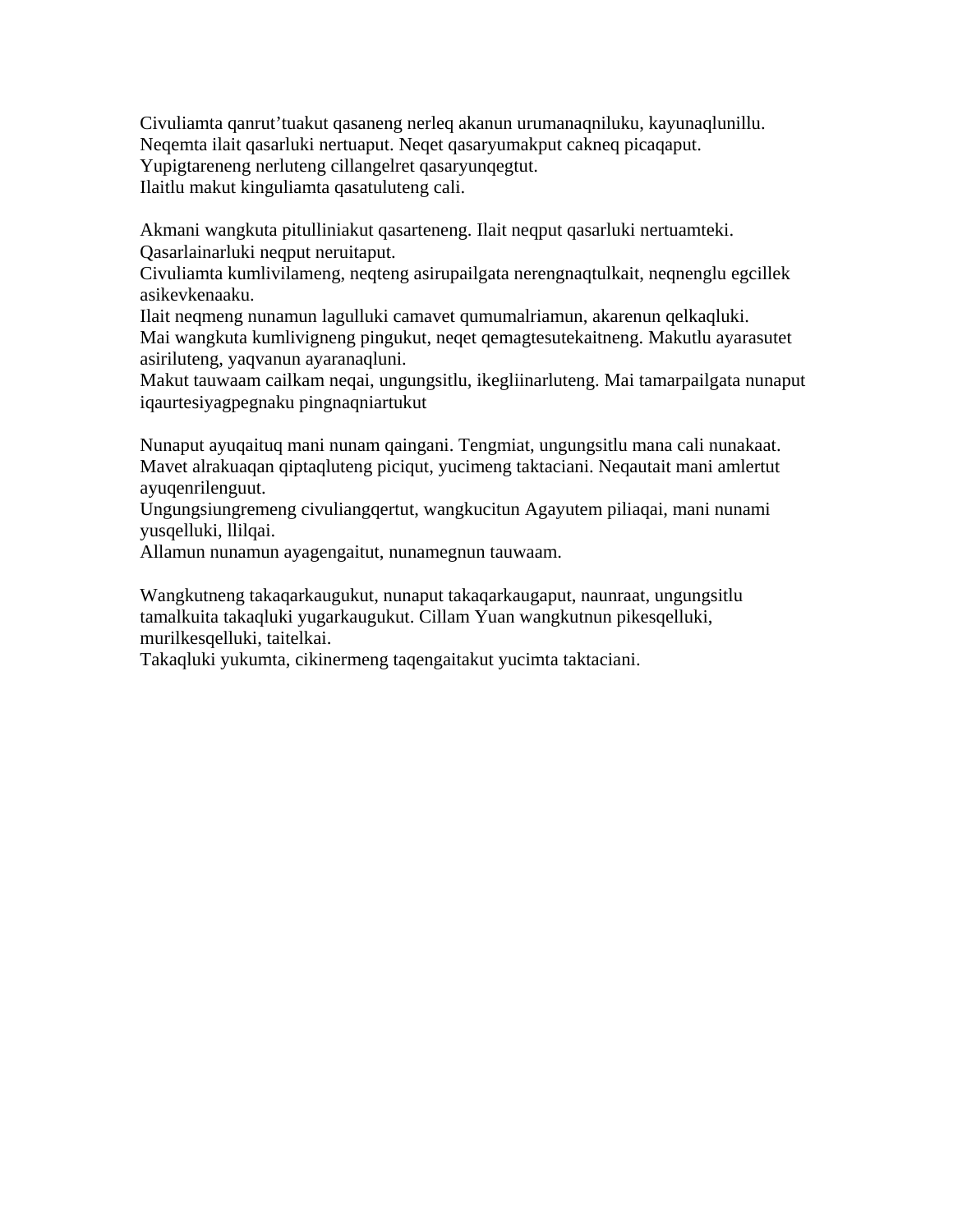Civuliamta qanrut'tuakut qasaneng nerleq akanun urumanaqniluku, kayunaqlunillu.
Neqemta ilait qasarluki nertuaput. Neqet qasaryumakput cakneq picaqaput.
Yupigtareneng nerluteng cillangelret qasaryunqegtut.
Ilaitlu makut kinguliamta qasatuluteng cali.

Akmani wangkuta pitulliniakut qasarteneng. Ilait neqput qasarluki nertuamteki.
Qasarlainarluki neqput neruitaput.
Civuliamta kumlivilameng, neqteng asirupailgata nerengnaqtulkait, neqnenglu egcillek asikevkenaaku.
Ilait neqmeng nunamun lagulluki camavet qumumalriamun, akarenun qelkaqluki.
Mai wangkuta kumlivigneng pingukut, neqet qemagtesutekaitneng. Makutlu ayarasutet asiriluteng, yaqvanun ayaranaqluni.
Makut tauwaam cailkam neqai, ungungsitlu, ikegliinarluteng. Mai tamarpailgata nunaput iqaurtesiyagpegnaku pingnaqniartukut

Nunaput ayuqaituq mani nunam qaingani. Tengmiat, ungungsitlu mana cali nunakaat.
Mavet alrakuaqan qiptaqluteng piciqut, yucimeng taktaciani. Neqautait mani amlertut ayuqenrilenguut.
Ungungsiungremeng civuliangqertut, wangkucitun Agayutem piliaqai, mani nunami yusqelluki, llilqai.
Allamun nunamun ayagengaitut, nunamegnun tauwaam.

Wangkutneng takaqarkaugukut, nunaput takaqarkaugaput, naunraat, ungungsitlu tamalkuita takaqluki yugarkaugukut. Cillam Yuan wangkutnun pikesqelluki, murilkesqelluki, taitelkai.
Takaqluki yukumta, cikinermeng taqengaitakut yucimta taktaciani.